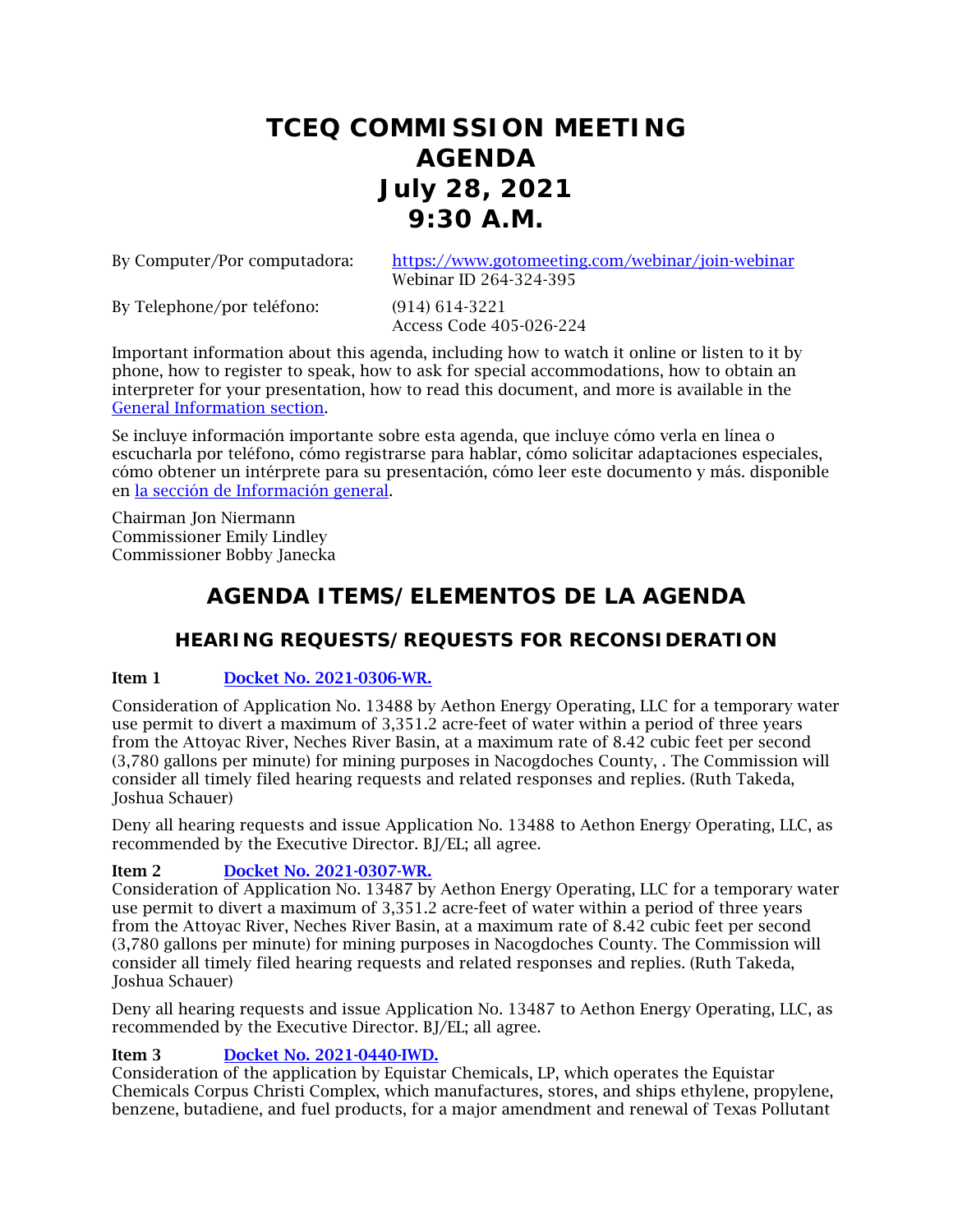# TCEQ COMMISSION MEETING AGENDA July 28, 2021 9:30 A.M.

By Computer/Por computadora: [https://www.gotomeeting.com/webinar/join-webinar](https://www.gotomeeting.com/webinar/join-webinar)
Webinar ID 264-324-395

By Telephone/por teléfono: (914) 614-3221
Access Code 405-026-224

Important information about this agenda, including how to watch it online or listen to it by phone, how to register to speak, how to ask for special accommodations, how to obtain an interpreter for your presentation, how to read this document, and more is available in the [General Information section](#).

Se incluye información importante sobre esta agenda, que incluye cómo verla en línea o escucharla por teléfono, cómo registrarse para hablar, cómo solicitar adaptaciones especiales, cómo obtener un intérprete para su presentación, cómo leer este documento y más. disponible en [la sección de Información general](#).

Chairman Jon Niermann
Commissioner Emily Lindley
Commissioner Bobby Janecka

## AGENDA ITEMS/ELEMENTOS DE LA AGENDA

### HEARING REQUESTS/REQUESTS FOR RECONSIDERATION

**Item 1** [Docket No. 2021-0306-WR.](#)

Consideration of Application No. 13488 by Aethon Energy Operating, LLC for a temporary water use permit to divert a maximum of 3,351.2 acre-feet of water within a period of three years from the Attoyac River, Neches River Basin, at a maximum rate of 8.42 cubic feet per second (3,780 gallons per minute) for mining purposes in Nacogdoches County, . The Commission will consider all timely filed hearing requests and related responses and replies. (Ruth Takeda, Joshua Schauer)

Deny all hearing requests and issue Application No. 13488 to Aethon Energy Operating, LLC, as recommended by the Executive Director. BJ/EL; all agree.

**Item 2** [Docket No. 2021-0307-WR.](#)

Consideration of Application No. 13487 by Aethon Energy Operating, LLC for a temporary water use permit to divert a maximum of 3,351.2 acre-feet of water within a period of three years from the Attoyac River, Neches River Basin, at a maximum rate of 8.42 cubic feet per second (3,780 gallons per minute) for mining purposes in Nacogdoches County. The Commission will consider all timely filed hearing requests and related responses and replies. (Ruth Takeda, Joshua Schauer)

Deny all hearing requests and issue Application No. 13487 to Aethon Energy Operating, LLC, as recommended by the Executive Director. BJ/EL; all agree.

**Item 3** [Docket No. 2021-0440-IWD.](#)

Consideration of the application by Equistar Chemicals, LP, which operates the Equistar Chemicals Corpus Christi Complex, which manufactures, stores, and ships ethylene, propylene, benzene, butadiene, and fuel products, for a major amendment and renewal of Texas Pollutant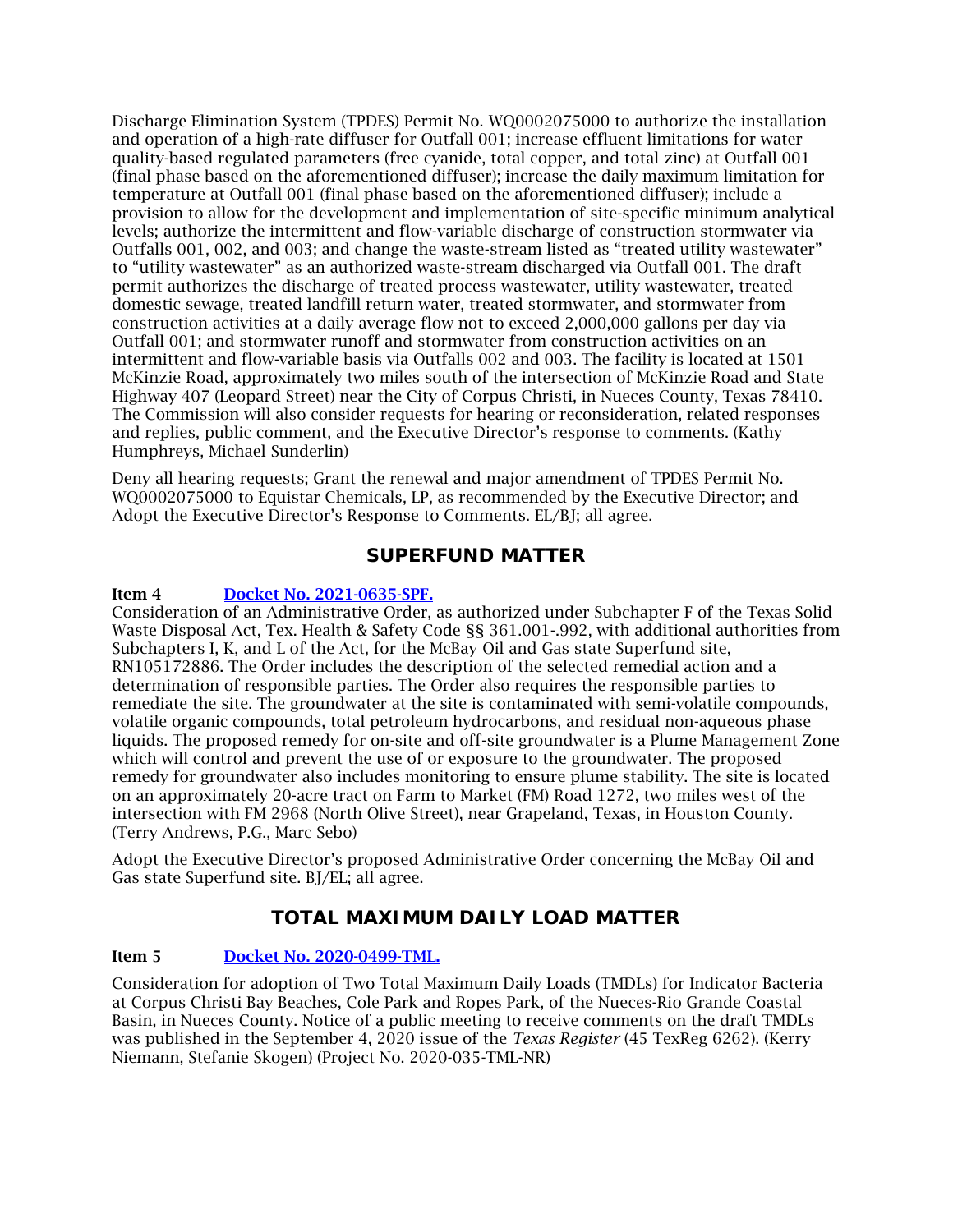Discharge Elimination System (TPDES) Permit No. WQ0002075000 to authorize the installation and operation of a high-rate diffuser for Outfall 001; increase effluent limitations for water quality-based regulated parameters (free cyanide, total copper, and total zinc) at Outfall 001 (final phase based on the aforementioned diffuser); increase the daily maximum limitation for temperature at Outfall 001 (final phase based on the aforementioned diffuser); include a provision to allow for the development and implementation of site-specific minimum analytical levels; authorize the intermittent and flow-variable discharge of construction stormwater via Outfalls 001, 002, and 003; and change the waste-stream listed as "treated utility wastewater" to "utility wastewater" as an authorized waste-stream discharged via Outfall 001. The draft permit authorizes the discharge of treated process wastewater, utility wastewater, treated domestic sewage, treated landfill return water, treated stormwater, and stormwater from construction activities at a daily average flow not to exceed 2,000,000 gallons per day via Outfall 001; and stormwater runoff and stormwater from construction activities on an intermittent and flow-variable basis via Outfalls 002 and 003. The facility is located at 1501 McKinzie Road, approximately two miles south of the intersection of McKinzie Road and State Highway 407 (Leopard Street) near the City of Corpus Christi, in Nueces County, Texas 78410. The Commission will also consider requests for hearing or reconsideration, related responses and replies, public comment, and the Executive Director's response to comments. (Kathy Humphreys, Michael Sunderlin)

Deny all hearing requests; Grant the renewal and major amendment of TPDES Permit No. WQ0002075000 to Equistar Chemicals, LP, as recommended by the Executive Director; and Adopt the Executive Director's Response to Comments. EL/BJ; all agree.

## SUPERFUND MATTER

**Item 4** [Docket No. 2021-0635-SPF.]()
Consideration of an Administrative Order, as authorized under Subchapter F of the Texas Solid Waste Disposal Act, Tex. Health & Safety Code §§ 361.001-.992, with additional authorities from Subchapters I, K, and L of the Act, for the McBay Oil and Gas state Superfund site, RN105172886. The Order includes the description of the selected remedial action and a determination of responsible parties. The Order also requires the responsible parties to remediate the site. The groundwater at the site is contaminated with semi-volatile compounds, volatile organic compounds, total petroleum hydrocarbons, and residual non-aqueous phase liquids. The proposed remedy for on-site and off-site groundwater is a Plume Management Zone which will control and prevent the use of or exposure to the groundwater. The proposed remedy for groundwater also includes monitoring to ensure plume stability. The site is located on an approximately 20-acre tract on Farm to Market (FM) Road 1272, two miles west of the intersection with FM 2968 (North Olive Street), near Grapeland, Texas, in Houston County. (Terry Andrews, P.G., Marc Sebo)

Adopt the Executive Director's proposed Administrative Order concerning the McBay Oil and Gas state Superfund site. BJ/EL; all agree.

## TOTAL MAXIMUM DAILY LOAD MATTER

**Item 5** [Docket No. 2020-0499-TML.]()

Consideration for adoption of Two Total Maximum Daily Loads (TMDLs) for Indicator Bacteria at Corpus Christi Bay Beaches, Cole Park and Ropes Park, of the Nueces-Rio Grande Coastal Basin, in Nueces County. Notice of a public meeting to receive comments on the draft TMDLs was published in the September 4, 2020 issue of the *Texas Register* (45 TexReg 6262). (Kerry Niemann, Stefanie Skogen) (Project No. 2020-035-TML-NR)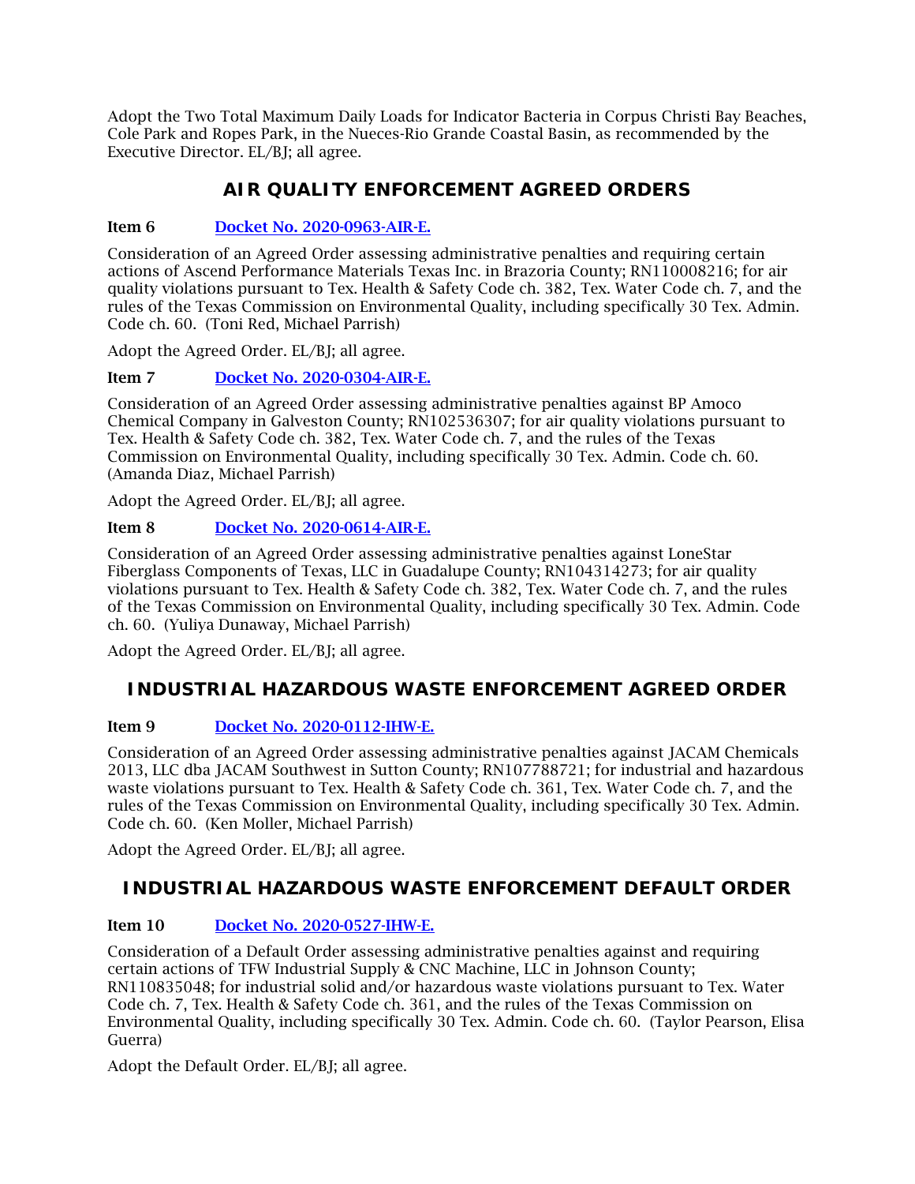Adopt the Two Total Maximum Daily Loads for Indicator Bacteria in Corpus Christi Bay Beaches, Cole Park and Ropes Park, in the Nueces-Rio Grande Coastal Basin, as recommended by the Executive Director. EL/BJ; all agree.

## AIR QUALITY ENFORCEMENT AGREED ORDERS

**Item 6** [Docket No. 2020-0963-AIR-E.]

Consideration of an Agreed Order assessing administrative penalties and requiring certain actions of Ascend Performance Materials Texas Inc. in Brazoria County; RN110008216; for air quality violations pursuant to Tex. Health & Safety Code ch. 382, Tex. Water Code ch. 7, and the rules of the Texas Commission on Environmental Quality, including specifically 30 Tex. Admin. Code ch. 60. (Toni Red, Michael Parrish)

Adopt the Agreed Order. EL/BJ; all agree.

**Item 7** [Docket No. 2020-0304-AIR-E.]

Consideration of an Agreed Order assessing administrative penalties against BP Amoco Chemical Company in Galveston County; RN102536307; for air quality violations pursuant to Tex. Health & Safety Code ch. 382, Tex. Water Code ch. 7, and the rules of the Texas Commission on Environmental Quality, including specifically 30 Tex. Admin. Code ch. 60. (Amanda Diaz, Michael Parrish)

Adopt the Agreed Order. EL/BJ; all agree.

**Item 8** [Docket No. 2020-0614-AIR-E.]

Consideration of an Agreed Order assessing administrative penalties against LoneStar Fiberglass Components of Texas, LLC in Guadalupe County; RN104314273; for air quality violations pursuant to Tex. Health & Safety Code ch. 382, Tex. Water Code ch. 7, and the rules of the Texas Commission on Environmental Quality, including specifically 30 Tex. Admin. Code ch. 60. (Yuliya Dunaway, Michael Parrish)

Adopt the Agreed Order. EL/BJ; all agree.

## INDUSTRIAL HAZARDOUS WASTE ENFORCEMENT AGREED ORDER

**Item 9** [Docket No. 2020-0112-IHW-E.]

Consideration of an Agreed Order assessing administrative penalties against JACAM Chemicals 2013, LLC dba JACAM Southwest in Sutton County; RN107788721; for industrial and hazardous waste violations pursuant to Tex. Health & Safety Code ch. 361, Tex. Water Code ch. 7, and the rules of the Texas Commission on Environmental Quality, including specifically 30 Tex. Admin. Code ch. 60. (Ken Moller, Michael Parrish)

Adopt the Agreed Order. EL/BJ; all agree.

## INDUSTRIAL HAZARDOUS WASTE ENFORCEMENT DEFAULT ORDER

**Item 10** [Docket No. 2020-0527-IHW-E.]

Consideration of a Default Order assessing administrative penalties against and requiring certain actions of TFW Industrial Supply & CNC Machine, LLC in Johnson County; RN110835048; for industrial solid and/or hazardous waste violations pursuant to Tex. Water Code ch. 7, Tex. Health & Safety Code ch. 361, and the rules of the Texas Commission on Environmental Quality, including specifically 30 Tex. Admin. Code ch. 60. (Taylor Pearson, Elisa Guerra)

Adopt the Default Order. EL/BJ; all agree.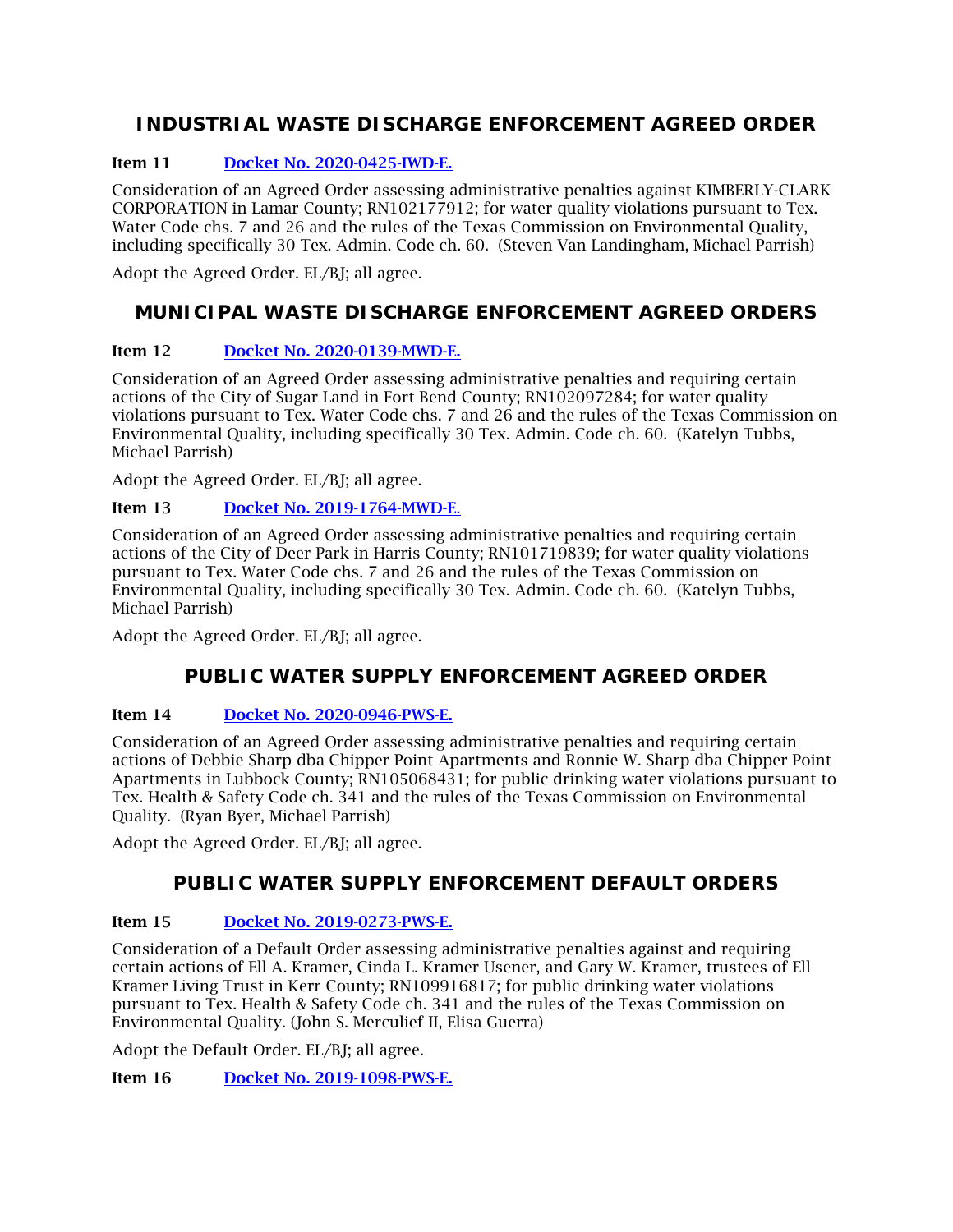## INDUSTRIAL WASTE DISCHARGE ENFORCEMENT AGREED ORDER

**Item 11** [Docket No. 2020-0425-IWD-E.]

Consideration of an Agreed Order assessing administrative penalties against KIMBERLY-CLARK CORPORATION in Lamar County; RN102177912; for water quality violations pursuant to Tex. Water Code chs. 7 and 26 and the rules of the Texas Commission on Environmental Quality, including specifically 30 Tex. Admin. Code ch. 60. (Steven Van Landingham, Michael Parrish)

Adopt the Agreed Order. EL/BJ; all agree.

## MUNICIPAL WASTE DISCHARGE ENFORCEMENT AGREED ORDERS

**Item 12** [Docket No. 2020-0139-MWD-E.]

Consideration of an Agreed Order assessing administrative penalties and requiring certain actions of the City of Sugar Land in Fort Bend County; RN102097284; for water quality violations pursuant to Tex. Water Code chs. 7 and 26 and the rules of the Texas Commission on Environmental Quality, including specifically 30 Tex. Admin. Code ch. 60. (Katelyn Tubbs, Michael Parrish)

Adopt the Agreed Order. EL/BJ; all agree.

**Item 13** [Docket No. 2019-1764-MWD-E.]

Consideration of an Agreed Order assessing administrative penalties and requiring certain actions of the City of Deer Park in Harris County; RN101719839; for water quality violations pursuant to Tex. Water Code chs. 7 and 26 and the rules of the Texas Commission on Environmental Quality, including specifically 30 Tex. Admin. Code ch. 60. (Katelyn Tubbs, Michael Parrish)

Adopt the Agreed Order. EL/BJ; all agree.

## PUBLIC WATER SUPPLY ENFORCEMENT AGREED ORDER

**Item 14** [Docket No. 2020-0946-PWS-E.]

Consideration of an Agreed Order assessing administrative penalties and requiring certain actions of Debbie Sharp dba Chipper Point Apartments and Ronnie W. Sharp dba Chipper Point Apartments in Lubbock County; RN105068431; for public drinking water violations pursuant to Tex. Health & Safety Code ch. 341 and the rules of the Texas Commission on Environmental Quality. (Ryan Byer, Michael Parrish)

Adopt the Agreed Order. EL/BJ; all agree.

## PUBLIC WATER SUPPLY ENFORCEMENT DEFAULT ORDERS

**Item 15** [Docket No. 2019-0273-PWS-E.]

Consideration of a Default Order assessing administrative penalties against and requiring certain actions of Ell A. Kramer, Cinda L. Kramer Usener, and Gary W. Kramer, trustees of Ell Kramer Living Trust in Kerr County; RN109916817; for public drinking water violations pursuant to Tex. Health & Safety Code ch. 341 and the rules of the Texas Commission on Environmental Quality. (John S. Merculief II, Elisa Guerra)

Adopt the Default Order. EL/BJ; all agree.

**Item 16** [Docket No. 2019-1098-PWS-E.]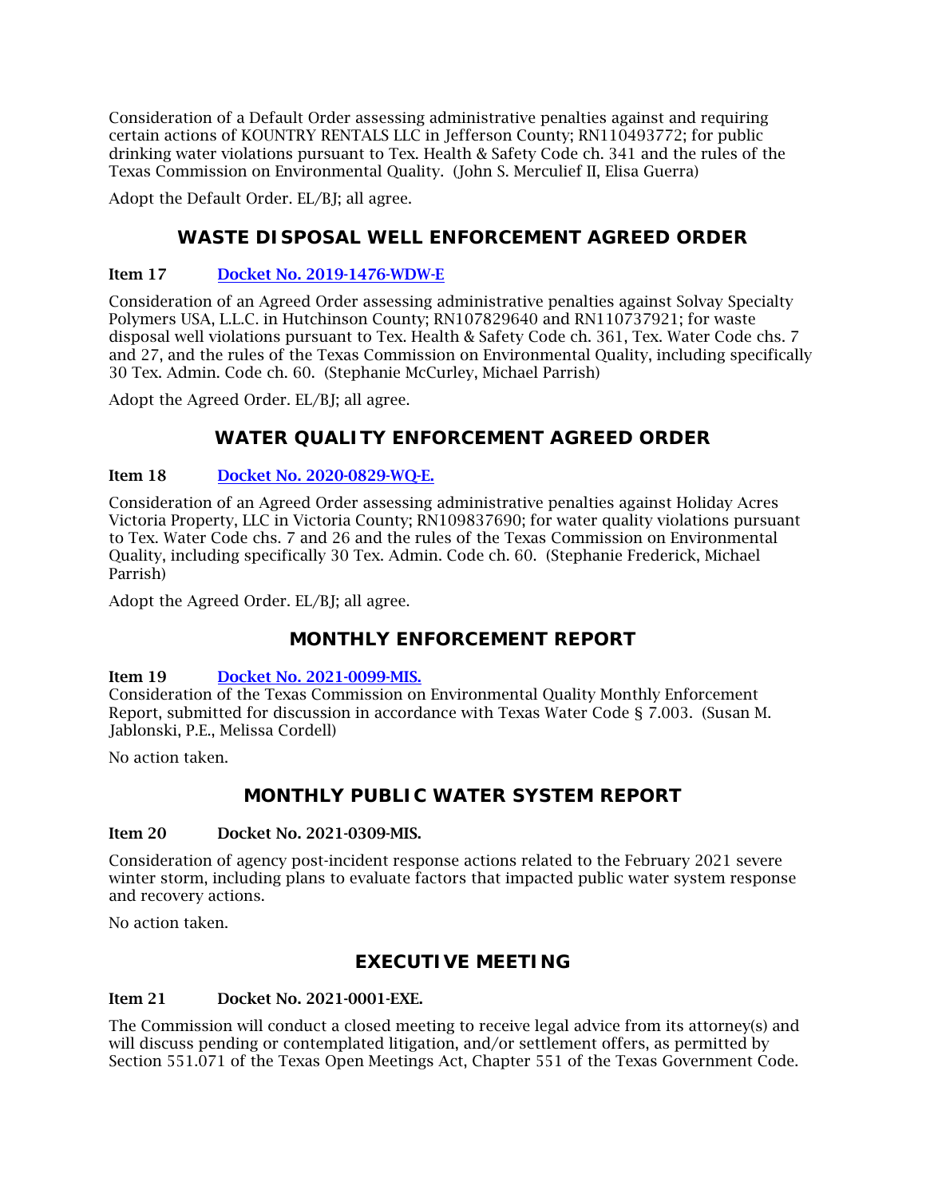Consideration of a Default Order assessing administrative penalties against and requiring certain actions of KOUNTRY RENTALS LLC in Jefferson County; RN110493772; for public drinking water violations pursuant to Tex. Health & Safety Code ch. 341 and the rules of the Texas Commission on Environmental Quality. (John S. Merculief II, Elisa Guerra)

Adopt the Default Order. EL/BJ; all agree.

## WASTE DISPOSAL WELL ENFORCEMENT AGREED ORDER

**Item 17** [Docket No. 2019-1476-WDW-E]

Consideration of an Agreed Order assessing administrative penalties against Solvay Specialty Polymers USA, L.L.C. in Hutchinson County; RN107829640 and RN110737921; for waste disposal well violations pursuant to Tex. Health & Safety Code ch. 361, Tex. Water Code chs. 7 and 27, and the rules of the Texas Commission on Environmental Quality, including specifically 30 Tex. Admin. Code ch. 60. (Stephanie McCurley, Michael Parrish)

Adopt the Agreed Order. EL/BJ; all agree.

## WATER QUALITY ENFORCEMENT AGREED ORDER

**Item 18** [Docket No. 2020-0829-WQ-E.]

Consideration of an Agreed Order assessing administrative penalties against Holiday Acres Victoria Property, LLC in Victoria County; RN109837690; for water quality violations pursuant to Tex. Water Code chs. 7 and 26 and the rules of the Texas Commission on Environmental Quality, including specifically 30 Tex. Admin. Code ch. 60. (Stephanie Frederick, Michael Parrish)

Adopt the Agreed Order. EL/BJ; all agree.

## MONTHLY ENFORCEMENT REPORT

**Item 19** [Docket No. 2021-0099-MIS.]

Consideration of the Texas Commission on Environmental Quality Monthly Enforcement Report, submitted for discussion in accordance with Texas Water Code § 7.003. (Susan M. Jablonski, P.E., Melissa Cordell)

No action taken.

## MONTHLY PUBLIC WATER SYSTEM REPORT

**Item 20** **Docket No. 2021-0309-MIS.**

Consideration of agency post-incident response actions related to the February 2021 severe winter storm, including plans to evaluate factors that impacted public water system response and recovery actions.

No action taken.

## EXECUTIVE MEETING

**Item 21** **Docket No. 2021-0001-EXE.**

The Commission will conduct a closed meeting to receive legal advice from its attorney(s) and will discuss pending or contemplated litigation, and/or settlement offers, as permitted by Section 551.071 of the Texas Open Meetings Act, Chapter 551 of the Texas Government Code.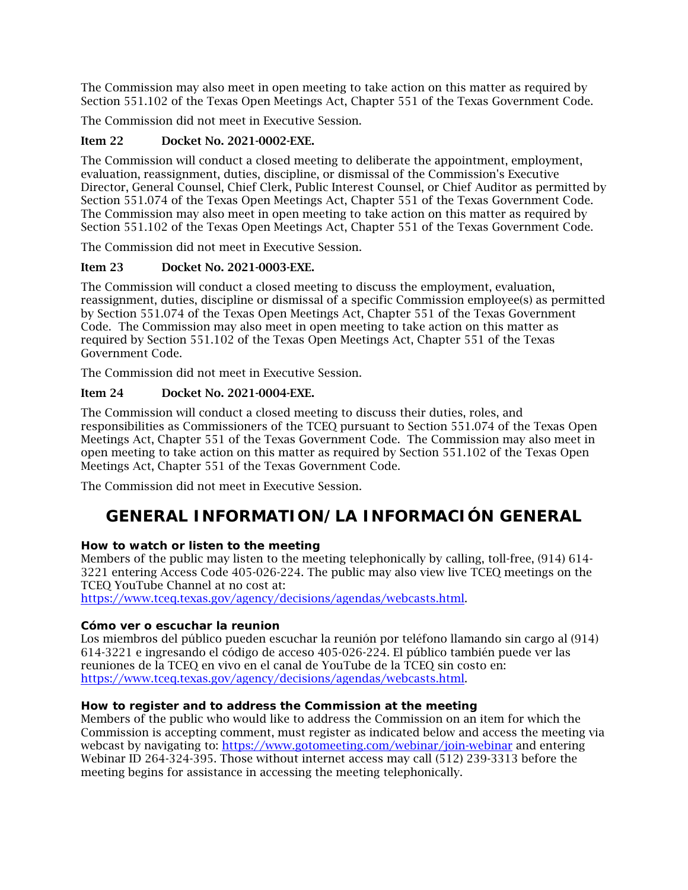The Commission may also meet in open meeting to take action on this matter as required by Section 551.102 of the Texas Open Meetings Act, Chapter 551 of the Texas Government Code.

The Commission did not meet in Executive Session.

**Item 22 Docket No. 2021-0002-EXE.**

The Commission will conduct a closed meeting to deliberate the appointment, employment, evaluation, reassignment, duties, discipline, or dismissal of the Commission's Executive Director, General Counsel, Chief Clerk, Public Interest Counsel, or Chief Auditor as permitted by Section 551.074 of the Texas Open Meetings Act, Chapter 551 of the Texas Government Code. The Commission may also meet in open meeting to take action on this matter as required by Section 551.102 of the Texas Open Meetings Act, Chapter 551 of the Texas Government Code.

The Commission did not meet in Executive Session.

**Item 23 Docket No. 2021-0003-EXE.**

The Commission will conduct a closed meeting to discuss the employment, evaluation, reassignment, duties, discipline or dismissal of a specific Commission employee(s) as permitted by Section 551.074 of the Texas Open Meetings Act, Chapter 551 of the Texas Government Code. The Commission may also meet in open meeting to take action on this matter as required by Section 551.102 of the Texas Open Meetings Act, Chapter 551 of the Texas Government Code.

The Commission did not meet in Executive Session.

**Item 24 Docket No. 2021-0004-EXE.**

The Commission will conduct a closed meeting to discuss their duties, roles, and responsibilities as Commissioners of the TCEQ pursuant to Section 551.074 of the Texas Open Meetings Act, Chapter 551 of the Texas Government Code. The Commission may also meet in open meeting to take action on this matter as required by Section 551.102 of the Texas Open Meetings Act, Chapter 551 of the Texas Government Code.

The Commission did not meet in Executive Session.

## GENERAL INFORMATION/LA INFORMACIÓN GENERAL

**How to watch or listen to the meeting**

Members of the public may listen to the meeting telephonically by calling, toll-free, (914) 614-3221 entering Access Code 405-026-224. The public may also view live TCEQ meetings on the TCEQ YouTube Channel at no cost at: https://www.tceq.texas.gov/agency/decisions/agendas/webcasts.html.

**Cómo ver o escuchar la reunion**

Los miembros del público pueden escuchar la reunión por teléfono llamando sin cargo al (914) 614-3221 e ingresando el código de acceso 405-026-224. El público también puede ver las reuniones de la TCEQ en vivo en el canal de YouTube de la TCEQ sin costo en: https://www.tceq.texas.gov/agency/decisions/agendas/webcasts.html.

**How to register and to address the Commission at the meeting**

Members of the public who would like to address the Commission on an item for which the Commission is accepting comment, must register as indicated below and access the meeting via webcast by navigating to: https://www.gotomeeting.com/webinar/join-webinar and entering Webinar ID 264-324-395. Those without internet access may call (512) 239-3313 before the meeting begins for assistance in accessing the meeting telephonically.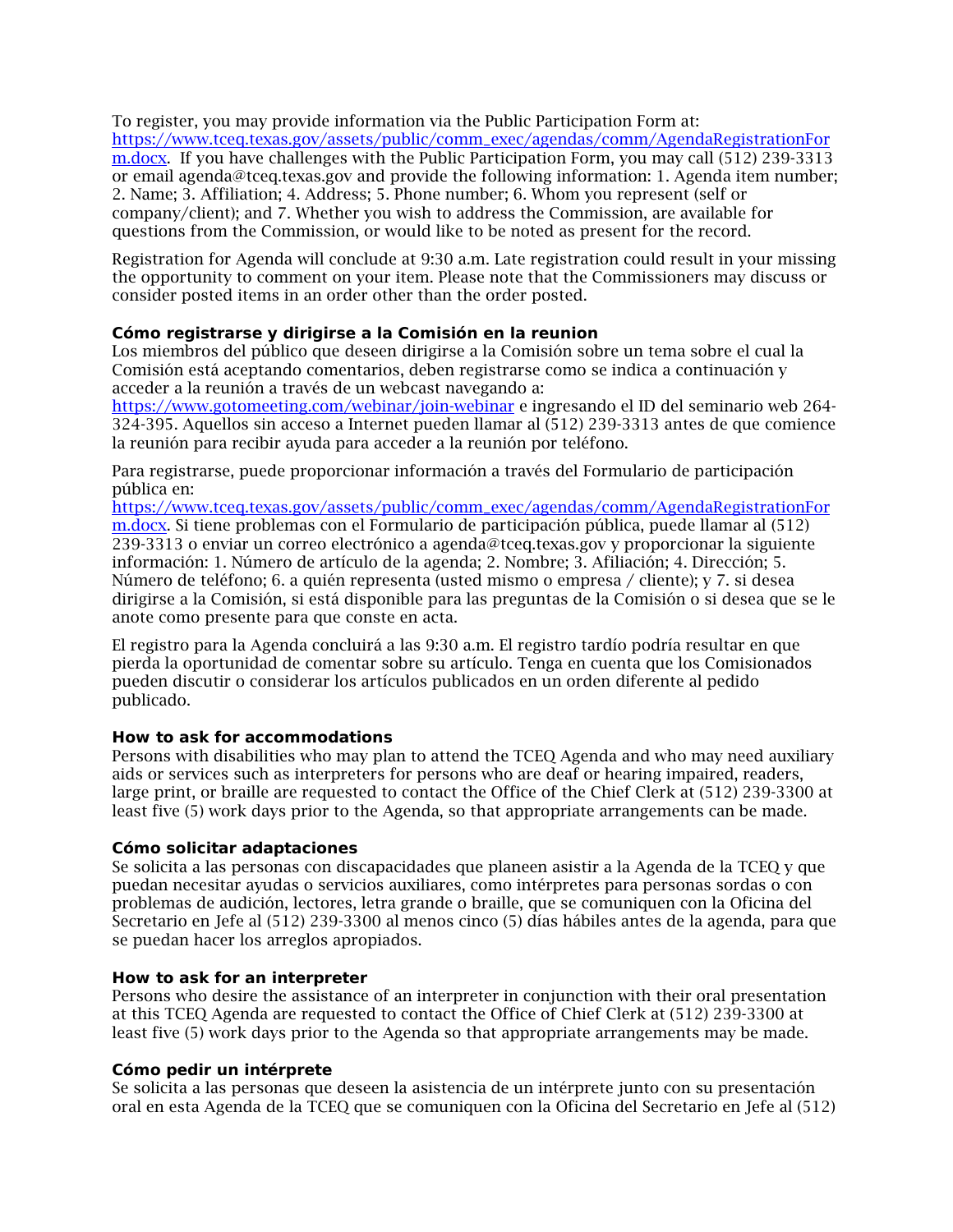To register, you may provide information via the Public Participation Form at: https://www.tceq.texas.gov/assets/public/comm_exec/agendas/comm/AgendaRegistrationForm.docx. If you have challenges with the Public Participation Form, you may call (512) 239-3313 or email agenda@tceq.texas.gov and provide the following information: 1. Agenda item number; 2. Name; 3. Affiliation; 4. Address; 5. Phone number; 6. Whom you represent (self or company/client); and 7. Whether you wish to address the Commission, are available for questions from the Commission, or would like to be noted as present for the record.

Registration for Agenda will conclude at 9:30 a.m. Late registration could result in your missing the opportunity to comment on your item. Please note that the Commissioners may discuss or consider posted items in an order other than the order posted.

**Cómo registrarse y dirigirse a la Comisión en la reunion**
Los miembros del público que deseen dirigirse a la Comisión sobre un tema sobre el cual la Comisión está aceptando comentarios, deben registrarse como se indica a continuación y acceder a la reunión a través de un webcast navegando a: https://www.gotomeeting.com/webinar/join-webinar e ingresando el ID del seminario web 264-324-395. Aquellos sin acceso a Internet pueden llamar al (512) 239-3313 antes de que comience la reunión para recibir ayuda para acceder a la reunión por teléfono.

Para registrarse, puede proporcionar información a través del Formulario de participación pública en: https://www.tceq.texas.gov/assets/public/comm_exec/agendas/comm/AgendaRegistrationForm.docx. Si tiene problemas con el Formulario de participación pública, puede llamar al (512) 239-3313 o enviar un correo electrónico a agenda@tceq.texas.gov y proporcionar la siguiente información: 1. Número de artículo de la agenda; 2. Nombre; 3. Afiliación; 4. Dirección; 5. Número de teléfono; 6. a quién representa (usted mismo o empresa / cliente); y 7. si desea dirigirse a la Comisión, si está disponible para las preguntas de la Comisión o si desea que se le anote como presente para que conste en acta.

El registro para la Agenda concluirá a las 9:30 a.m. El registro tardío podría resultar en que pierda la oportunidad de comentar sobre su artículo. Tenga en cuenta que los Comisionados pueden discutir o considerar los artículos publicados en un orden diferente al pedido publicado.

**How to ask for accommodations**
Persons with disabilities who may plan to attend the TCEQ Agenda and who may need auxiliary aids or services such as interpreters for persons who are deaf or hearing impaired, readers, large print, or braille are requested to contact the Office of the Chief Clerk at (512) 239-3300 at least five (5) work days prior to the Agenda, so that appropriate arrangements can be made.

**Cómo solicitar adaptaciones**
Se solicita a las personas con discapacidades que planeen asistir a la Agenda de la TCEQ y que puedan necesitar ayudas o servicios auxiliares, como intérpretes para personas sordas o con problemas de audición, lectores, letra grande o braille, que se comuniquen con la Oficina del Secretario en Jefe al (512) 239-3300 al menos cinco (5) días hábiles antes de la agenda, para que se puedan hacer los arreglos apropiados.

**How to ask for an interpreter**
Persons who desire the assistance of an interpreter in conjunction with their oral presentation at this TCEQ Agenda are requested to contact the Office of Chief Clerk at (512) 239-3300 at least five (5) work days prior to the Agenda so that appropriate arrangements may be made.

**Cómo pedir un intérprete**
Se solicita a las personas que deseen la asistencia de un intérprete junto con su presentación oral en esta Agenda de la TCEQ que se comuniquen con la Oficina del Secretario en Jefe al (512)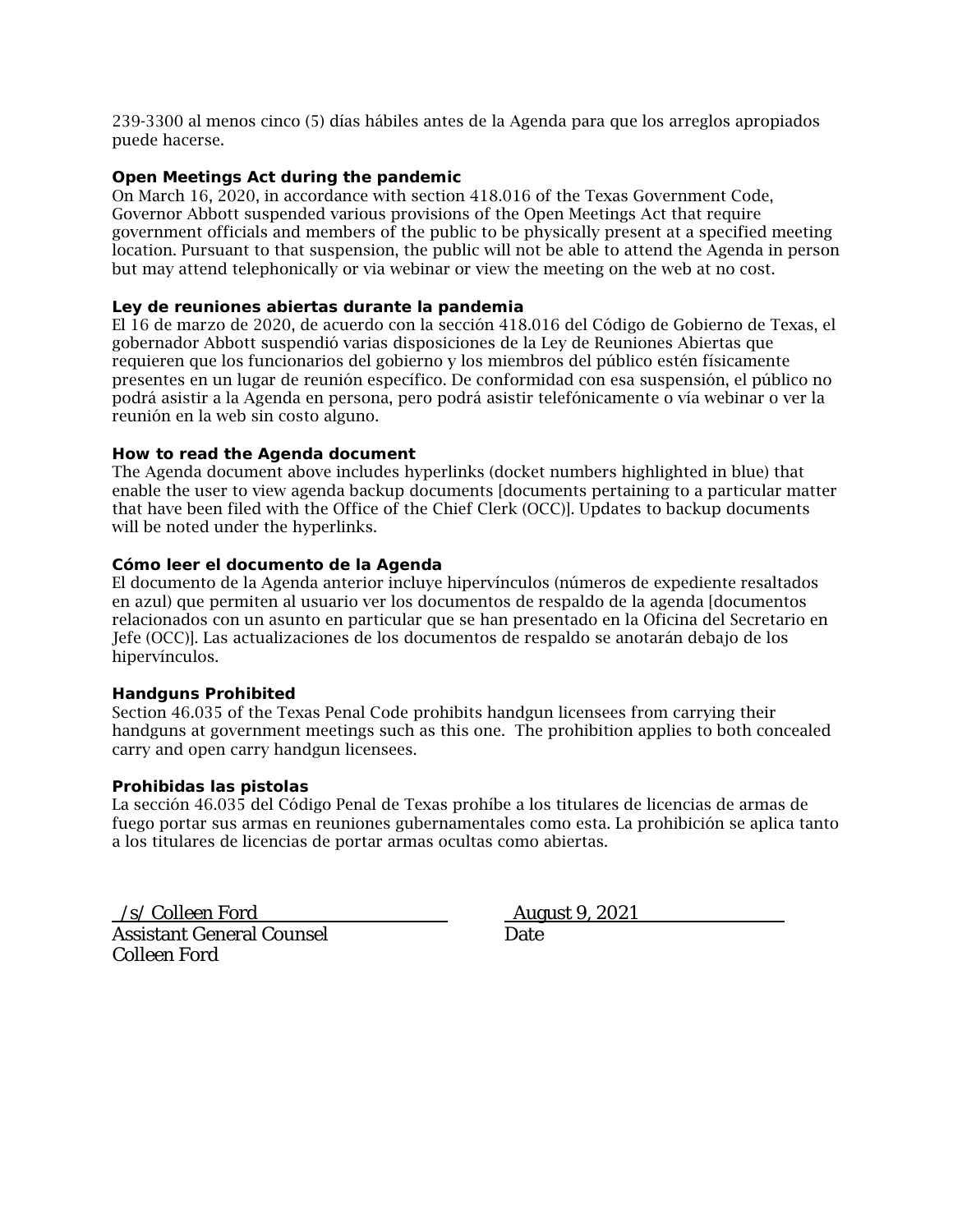239-3300 al menos cinco (5) días hábiles antes de la Agenda para que los arreglos apropiados puede hacerse.

**Open Meetings Act during the pandemic**
On March 16, 2020, in accordance with section 418.016 of the Texas Government Code, Governor Abbott suspended various provisions of the Open Meetings Act that require government officials and members of the public to be physically present at a specified meeting location. Pursuant to that suspension, the public will not be able to attend the Agenda in person but may attend telephonically or via webinar or view the meeting on the web at no cost.

**Ley de reuniones abiertas durante la pandemia**
El 16 de marzo de 2020, de acuerdo con la sección 418.016 del Código de Gobierno de Texas, el gobernador Abbott suspendió varias disposiciones de la Ley de Reuniones Abiertas que requieren que los funcionarios del gobierno y los miembros del público estén físicamente presentes en un lugar de reunión específico. De conformidad con esa suspensión, el público no podrá asistir a la Agenda en persona, pero podrá asistir telefónicamente o vía webinar o ver la reunión en la web sin costo alguno.

**How to read the Agenda document**
The Agenda document above includes hyperlinks (docket numbers highlighted in blue) that enable the user to view agenda backup documents [documents pertaining to a particular matter that have been filed with the Office of the Chief Clerk (OCC)]. Updates to backup documents will be noted under the hyperlinks.

**Cómo leer el documento de la Agenda**
El documento de la Agenda anterior incluye hipervínculos (números de expediente resaltados en azul) que permiten al usuario ver los documentos de respaldo de la agenda [documentos relacionados con un asunto en particular que se han presentado en la Oficina del Secretario en Jefe (OCC)]. Las actualizaciones de los documentos de respaldo se anotarán debajo de los hipervínculos.

**Handguns Prohibited**
Section 46.035 of the Texas Penal Code prohibits handgun licensees from carrying their handguns at government meetings such as this one. The prohibition applies to both concealed carry and open carry handgun licensees.

**Prohibidas las pistolas**
La sección 46.035 del Código Penal de Texas prohíbe a los titulares de licencias de armas de fuego portar sus armas en reuniones gubernamentales como esta. La prohibición se aplica tanto a los titulares de licencias de portar armas ocultas como abiertas.

/s/ Colleen Ford
Assistant General Counsel
Colleen Ford

August 9, 2021
Date